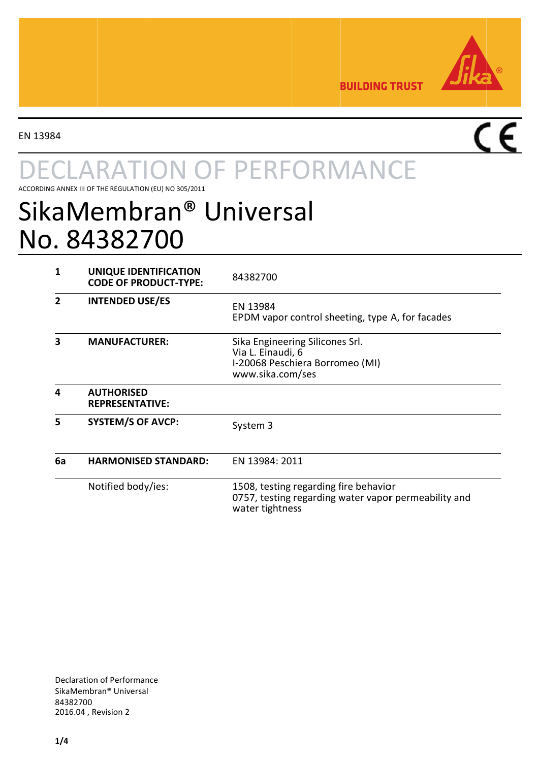BUILDING TRUST

EN 13984

# DECLARATION OF PERFORMANCE

ACCORDING ANNEX III OF THE REGULATION (EU) NO 305/2011

# SikaMembran® Universal
# No. 84382700

| | | |
|---|---|---|
| **1** | **UNIQUE IDENTIFICATION CODE OF PRODUCT-TYPE:** | 84382700 |
| **2** | **INTENDED USE/ES** | EN 13984<br>EPDM vapor control sheeting, type A, for facades |
| **3** | **MANUFACTURER:** | Sika Engineering Silicones Srl.<br>Via L. Einaudi, 6<br>I-20068 Peschiera Borromeo (MI)<br>www.sika.com/ses |
| **4** | **AUTHORISED REPRESENTATIVE:** | |
| **5** | **SYSTEM/S OF AVCP:** | System 3 |
| **6a** | **HARMONISED STANDARD:** | EN 13984: 2011 |
| | Notified body/ies: | 1508, testing regarding fire behavior<br>0757, testing regarding water vapor permeability and water tightness |

Declaration of Performance
SikaMembran® Universal
84382700
2016.04 , Revision 2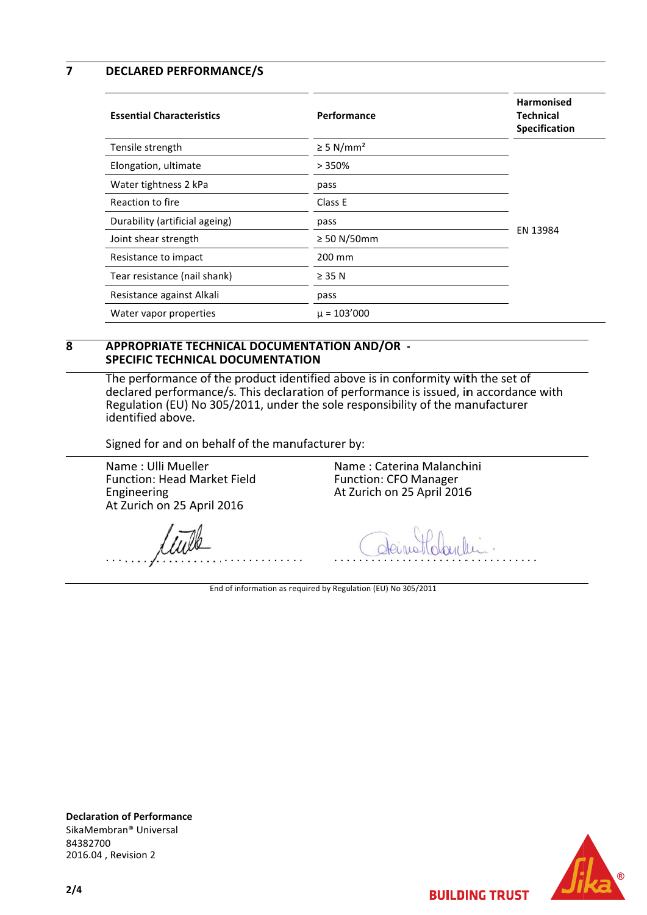## 7 DECLARED PERFORMANCE/S

| Essential Characteristics | Performance | Harmonised Technical Specification |
|---|---|---|
| Tensile strength | ≥ 5 N/mm² | EN 13984 |
| Elongation, ultimate | > 350% | |
| Water tightness 2 kPa | pass | |
| Reaction to fire | Class E | |
| Durability (artificial ageing) | pass | |
| Joint shear strength | ≥ 50 N/50mm | |
| Resistance to impact | 200 mm | |
| Tear resistance (nail shank) | ≥ 35 N | |
| Resistance against Alkali | pass | |
| Water vapor properties | µ = 103'000 | |

## 8 APPROPRIATE TECHNICAL DOCUMENTATION AND/OR - SPECIFIC TECHNICAL DOCUMENTATION

The performance of the product identified above is in conformity with the set of declared performance/s. This declaration of performance is issued, in accordance with Regulation (EU) No 305/2011, under the sole responsibility of the manufacturer identified above.

Signed for and on behalf of the manufacturer by:

Name : Ulli Mueller
Function: Head Market Field Engineering
At Zurich on 25 April 2016

Name : Caterina Malanchini
Function: CFO Manager
At Zurich on 25 April 2016

End of information as required by Regulation (EU) No 305/2011

**Declaration of Performance**
SikaMembran® Universal
84382700
2016.04 , Revision 2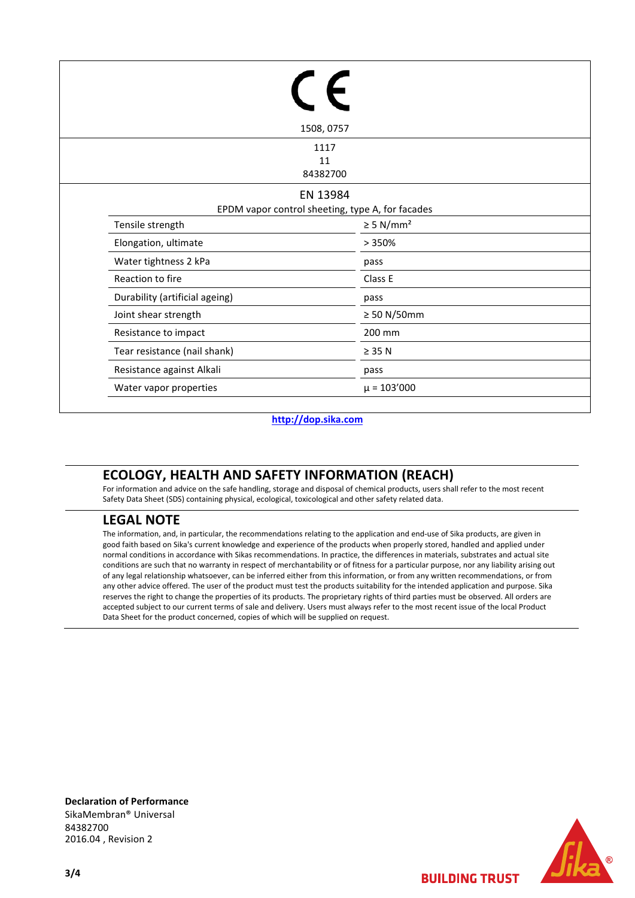CE

1508, 0757

1117
11
84382700

EN 13984
EPDM vapor control sheeting, type A, for facades

| Property | Value |
|---|---|
| Tensile strength | ≥ 5 N/mm² |
| Elongation, ultimate | > 350% |
| Water tightness 2 kPa | pass |
| Reaction to fire | Class E |
| Durability (artificial ageing) | pass |
| Joint shear strength | ≥ 50 N/50mm |
| Resistance to impact | 200 mm |
| Tear resistance (nail shank) | ≥ 35 N |
| Resistance against Alkali | pass |
| Water vapor properties | μ = 103’000 |

http://dop.sika.com

## ECOLOGY, HEALTH AND SAFETY INFORMATION (REACH)

For information and advice on the safe handling, storage and disposal of chemical products, users shall refer to the most recent Safety Data Sheet (SDS) containing physical, ecological, toxicological and other safety related data.

## LEGAL NOTE

The information, and, in particular, the recommendations relating to the application and end-use of Sika products, are given in good faith based on Sika's current knowledge and experience of the products when properly stored, handled and applied under normal conditions in accordance with Sikas recommendations. In practice, the differences in materials, substrates and actual site conditions are such that no warranty in respect of merchantability or of fitness for a particular purpose, nor any liability arising out of any legal relationship whatsoever, can be inferred either from this information, or from any written recommendations, or from any other advice offered. The user of the product must test the products suitability for the intended application and purpose. Sika reserves the right to change the properties of its products. The proprietary rights of third parties must be observed. All orders are accepted subject to our current terms of sale and delivery. Users must always refer to the most recent issue of the local Product Data Sheet for the product concerned, copies of which will be supplied on request.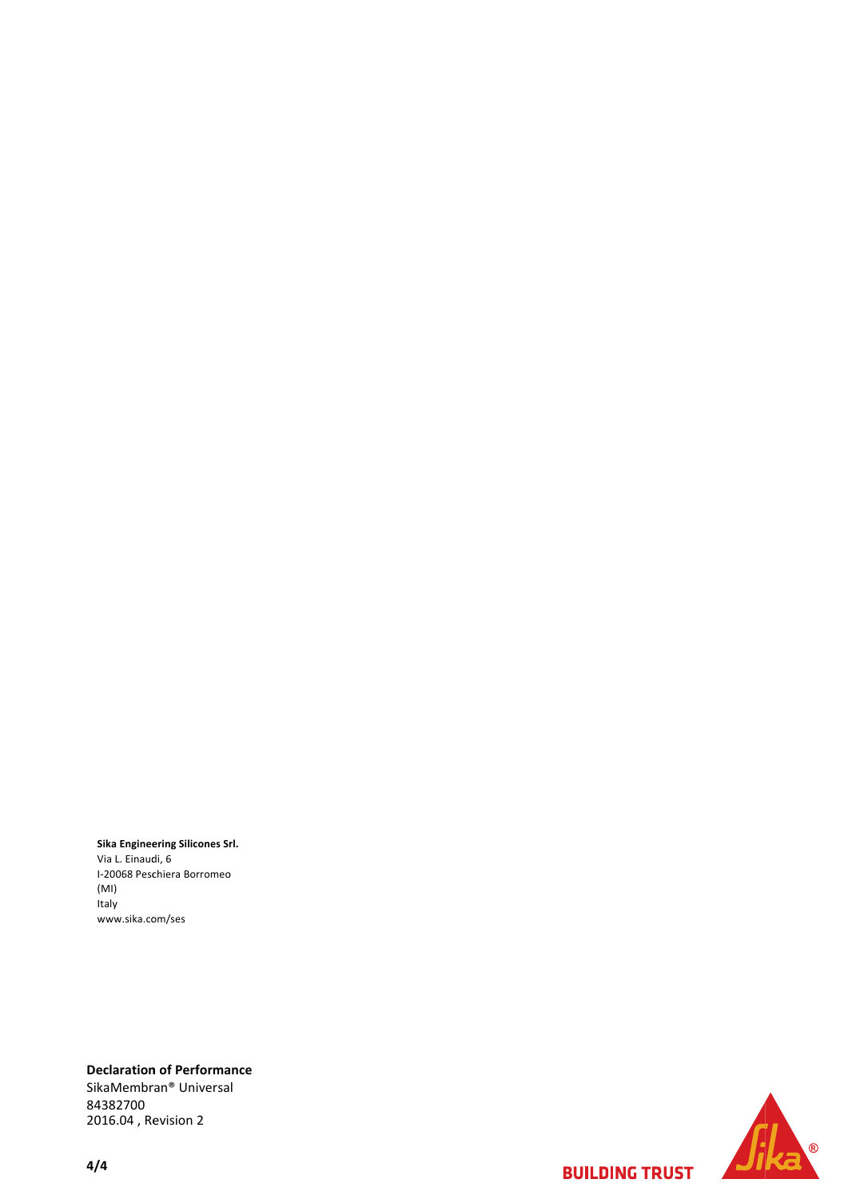**Sika Engineering Silicones Srl.**
Via L. Einaudi, 6
I-20068 Peschiera Borromeo
(MI)
Italy
www.sika.com/ses

**Declaration of Performance**
SikaMembran® Universal
84382700
2016.04 , Revision 2

BUILDING TRUST